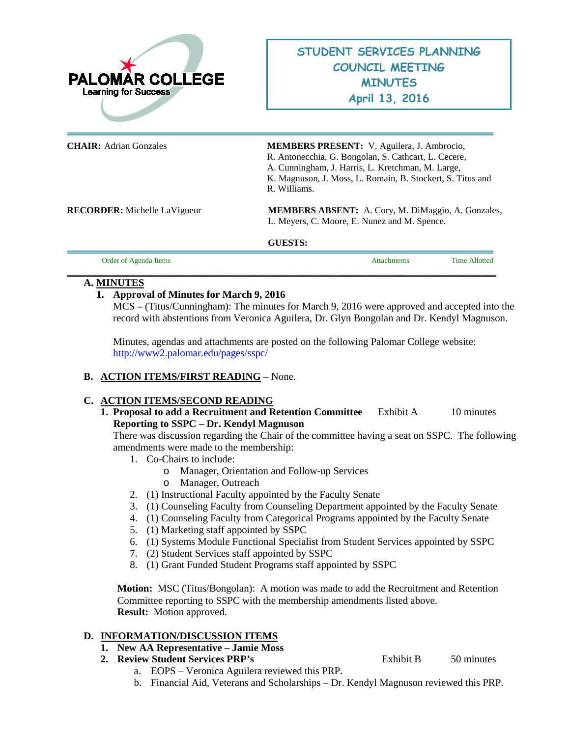PALOMAR COLLEGE
Learning for Success

# STUDENT SERVICES PLANNING COUNCIL MEETING MINUTES
## April 13, 2016

**CHAIR:** Adrian Gonzales

**MEMBERS PRESENT:** V. Aguilera, J. Ambrocio, R. Antonecchia, G. Bongolan, S. Cathcart, L. Cecere, A. Cunningham, J. Harris, L. Kretchman, M. Large, K. Magnuson, J. Moss, L. Romain, B. Stockert, S. Titus and R. Williams.

**RECORDER:** Michelle LaVigueur

**MEMBERS ABSENT:** A. Cory, M. DiMaggio, A. Gonzales, L. Meyers, C. Moore, E. Nunez and M. Spence.

**GUESTS:**

| Order of Agenda Items | Attachments | Time Allotted |
|---|---|---|

**A. MINUTES**

1. **Approval of Minutes for March 9, 2016**
   MCS – (Titus/Cunningham): The minutes for March 9, 2016 were approved and accepted into the record with abstentions from Veronica Aguilera, Dr. Glyn Bongolan and Dr. Kendyl Magnuson.

   Minutes, agendas and attachments are posted on the following Palomar College website: http://www2.palomar.edu/pages/sspc/

**B. ACTION ITEMS/FIRST READING** – None.

**C. ACTION ITEMS/SECOND READING**

1. **Proposal to add a Recruitment and Retention Committee Reporting to SSPC – Dr. Kendyl Magnuson** — Exhibit A — 10 minutes
   There was discussion regarding the Chair of the committee having a seat on SSPC. The following amendments were made to the membership:
   1. Co-Chairs to include:
      - Manager, Orientation and Follow-up Services
      - Manager, Outreach
   2. (1) Instructional Faculty appointed by the Faculty Senate
   3. (1) Counseling Faculty from Counseling Department appointed by the Faculty Senate
   4. (1) Counseling Faculty from Categorical Programs appointed by the Faculty Senate
   5. (1) Marketing staff appointed by SSPC
   6. (1) Systems Module Functional Specialist from Student Services appointed by SSPC
   7. (2) Student Services staff appointed by SSPC
   8. (1) Grant Funded Student Programs staff appointed by SSPC

   **Motion:** MSC (Titus/Bongolan): A motion was made to add the Recruitment and Retention Committee reporting to SSPC with the membership amendments listed above.
   **Result:** Motion approved.

**D. INFORMATION/DISCUSSION ITEMS**

1. **New AA Representative – Jamie Moss**
2. **Review Student Services PRP's** — Exhibit B — 50 minutes
   a. EOPS – Veronica Aguilera reviewed this PRP.
   b. Financial Aid, Veterans and Scholarships – Dr. Kendyl Magnuson reviewed this PRP.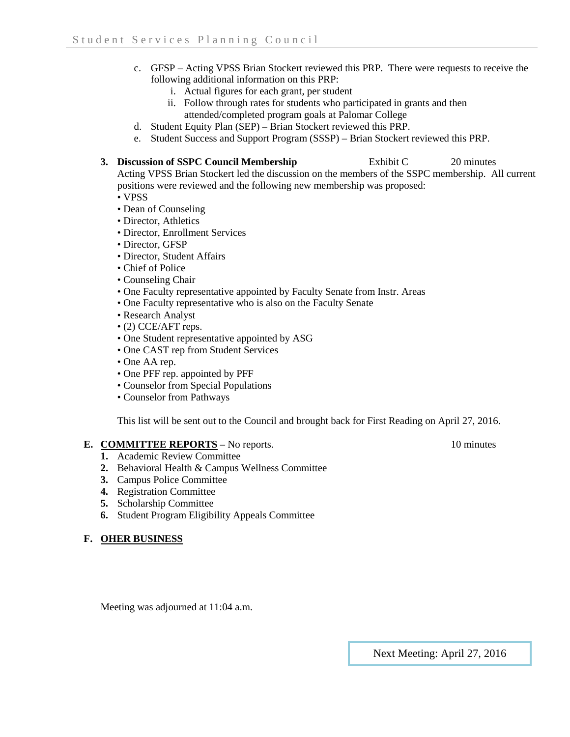c. GFSP – Acting VPSS Brian Stockert reviewed this PRP. There were requests to receive the following additional information on this PRP:
   i. Actual figures for each grant, per student
   ii. Follow through rates for students who participated in grants and then attended/completed program goals at Palomar College

d. Student Equity Plan (SEP) – Brian Stockert reviewed this PRP.

e. Student Success and Support Program (SSSP) – Brian Stockert reviewed this PRP.

**3. Discussion of SSPC Council Membership** Exhibit C 20 minutes

Acting VPSS Brian Stockert led the discussion on the members of the SSPC membership. All current positions were reviewed and the following new membership was proposed:

- VPSS
- Dean of Counseling
- Director, Athletics
- Director, Enrollment Services
- Director, GFSP
- Director, Student Affairs
- Chief of Police
- Counseling Chair
- One Faculty representative appointed by Faculty Senate from Instr. Areas
- One Faculty representative who is also on the Faculty Senate
- Research Analyst
- (2) CCE/AFT reps.
- One Student representative appointed by ASG
- One CAST rep from Student Services
- One AA rep.
- One PFF rep. appointed by PFF
- Counselor from Special Populations
- Counselor from Pathways

This list will be sent out to the Council and brought back for First Reading on April 27, 2016.

## E. COMMITTEE REPORTS – No reports. 10 minutes

1. Academic Review Committee
2. Behavioral Health & Campus Wellness Committee
3. Campus Police Committee
4. Registration Committee
5. Scholarship Committee
6. Student Program Eligibility Appeals Committee

## F. OHER BUSINESS

Meeting was adjourned at 11:04 a.m.

Next Meeting: April 27, 2016